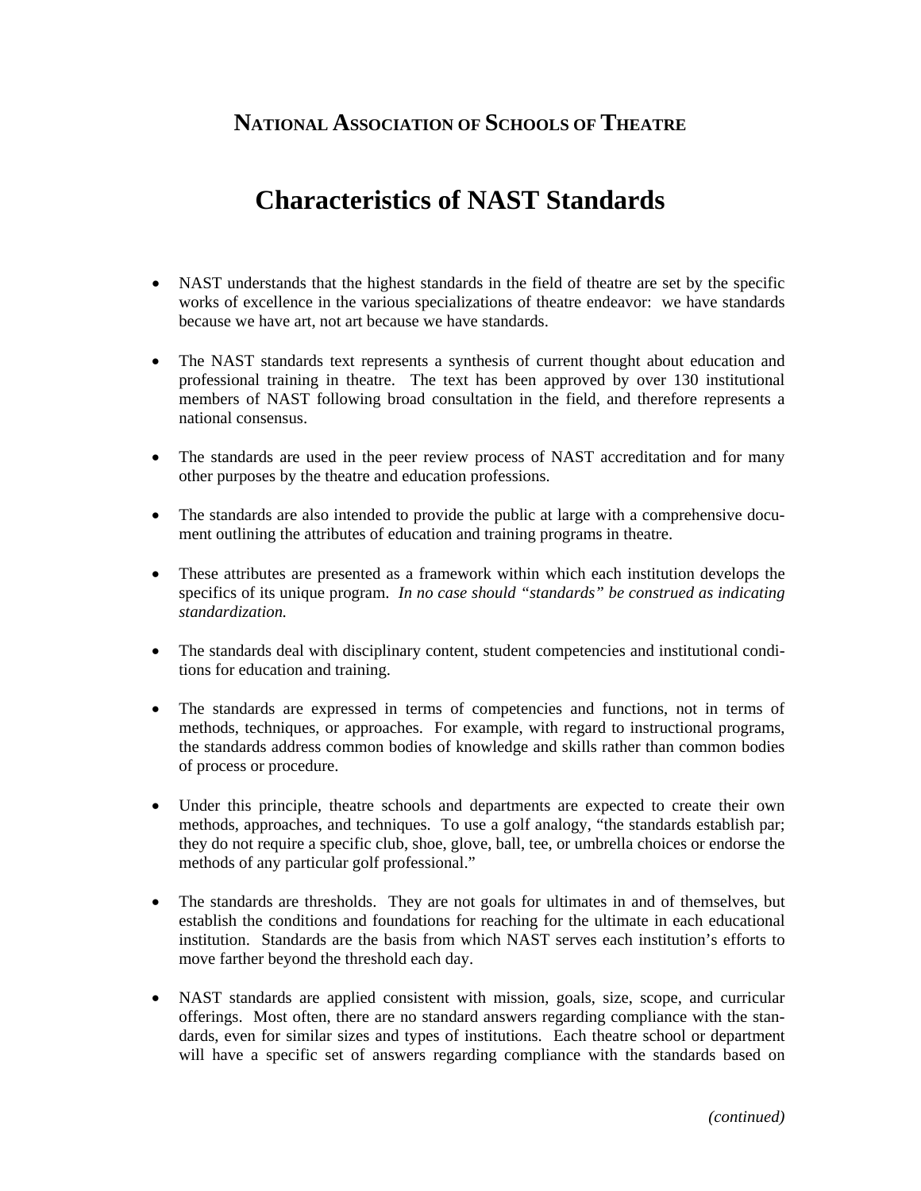## National Association of Schools of Theatre

# Characteristics of NAST Standards

- NAST understands that the highest standards in the field of theatre are set by the specific works of excellence in the various specializations of theatre endeavor: we have standards because we have art, not art because we have standards.

- The NAST standards text represents a synthesis of current thought about education and professional training in theatre. The text has been approved by over 130 institutional members of NAST following broad consultation in the field, and therefore represents a national consensus.

- The standards are used in the peer review process of NAST accreditation and for many other purposes by the theatre and education professions.

- The standards are also intended to provide the public at large with a comprehensive document outlining the attributes of education and training programs in theatre.

- These attributes are presented as a framework within which each institution develops the specifics of its unique program. *In no case should "standards" be construed as indicating standardization.*

- The standards deal with disciplinary content, student competencies and institutional conditions for education and training.

- The standards are expressed in terms of competencies and functions, not in terms of methods, techniques, or approaches. For example, with regard to instructional programs, the standards address common bodies of knowledge and skills rather than common bodies of process or procedure.

- Under this principle, theatre schools and departments are expected to create their own methods, approaches, and techniques. To use a golf analogy, "the standards establish par; they do not require a specific club, shoe, glove, ball, tee, or umbrella choices or endorse the methods of any particular golf professional."

- The standards are thresholds. They are not goals for ultimates in and of themselves, but establish the conditions and foundations for reaching for the ultimate in each educational institution. Standards are the basis from which NAST serves each institution's efforts to move farther beyond the threshold each day.

- NAST standards are applied consistent with mission, goals, size, scope, and curricular offerings. Most often, there are no standard answers regarding compliance with the standards, even for similar sizes and types of institutions. Each theatre school or department will have a specific set of answers regarding compliance with the standards based on

*(continued)*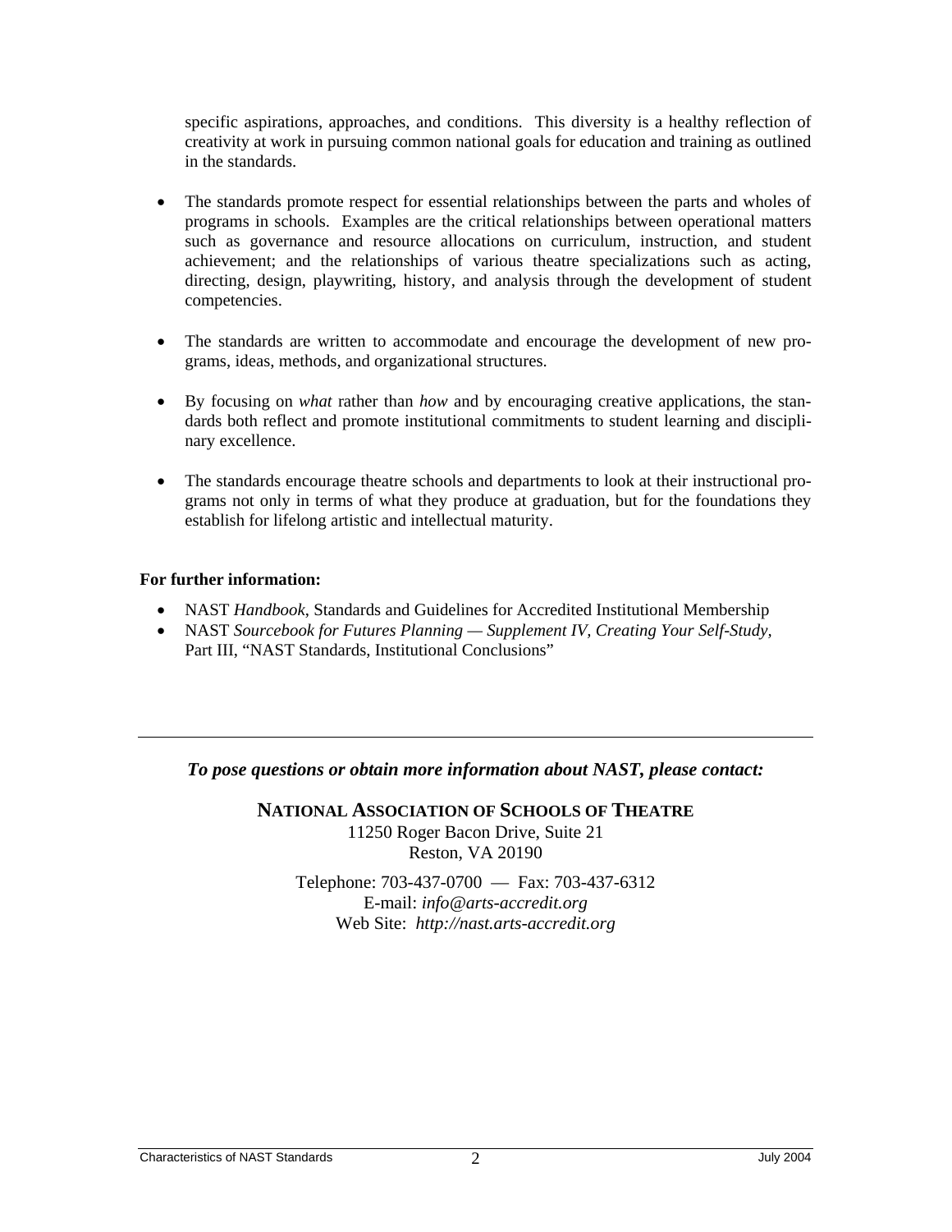specific aspirations, approaches, and conditions. This diversity is a healthy reflection of creativity at work in pursuing common national goals for education and training as outlined in the standards.

- The standards promote respect for essential relationships between the parts and wholes of programs in schools. Examples are the critical relationships between operational matters such as governance and resource allocations on curriculum, instruction, and student achievement; and the relationships of various theatre specializations such as acting, directing, design, playwriting, history, and analysis through the development of student competencies.

- The standards are written to accommodate and encourage the development of new programs, ideas, methods, and organizational structures.

- By focusing on *what* rather than *how* and by encouraging creative applications, the standards both reflect and promote institutional commitments to student learning and disciplinary excellence.

- The standards encourage theatre schools and departments to look at their instructional programs not only in terms of what they produce at graduation, but for the foundations they establish for lifelong artistic and intellectual maturity.

**For further information:**

- NAST *Handbook*, Standards and Guidelines for Accredited Institutional Membership
- NAST *Sourcebook for Futures Planning — Supplement IV, Creating Your Self-Study*, Part III, "NAST Standards, Institutional Conclusions"

---

***To pose questions or obtain more information about NAST, please contact:***

**NATIONAL ASSOCIATION OF SCHOOLS OF THEATRE**
11250 Roger Bacon Drive, Suite 21
Reston, VA 20190

Telephone: 703-437-0700 — Fax: 703-437-6312
E-mail: *info@arts-accredit.org*
Web Site: *http://nast.arts-accredit.org*